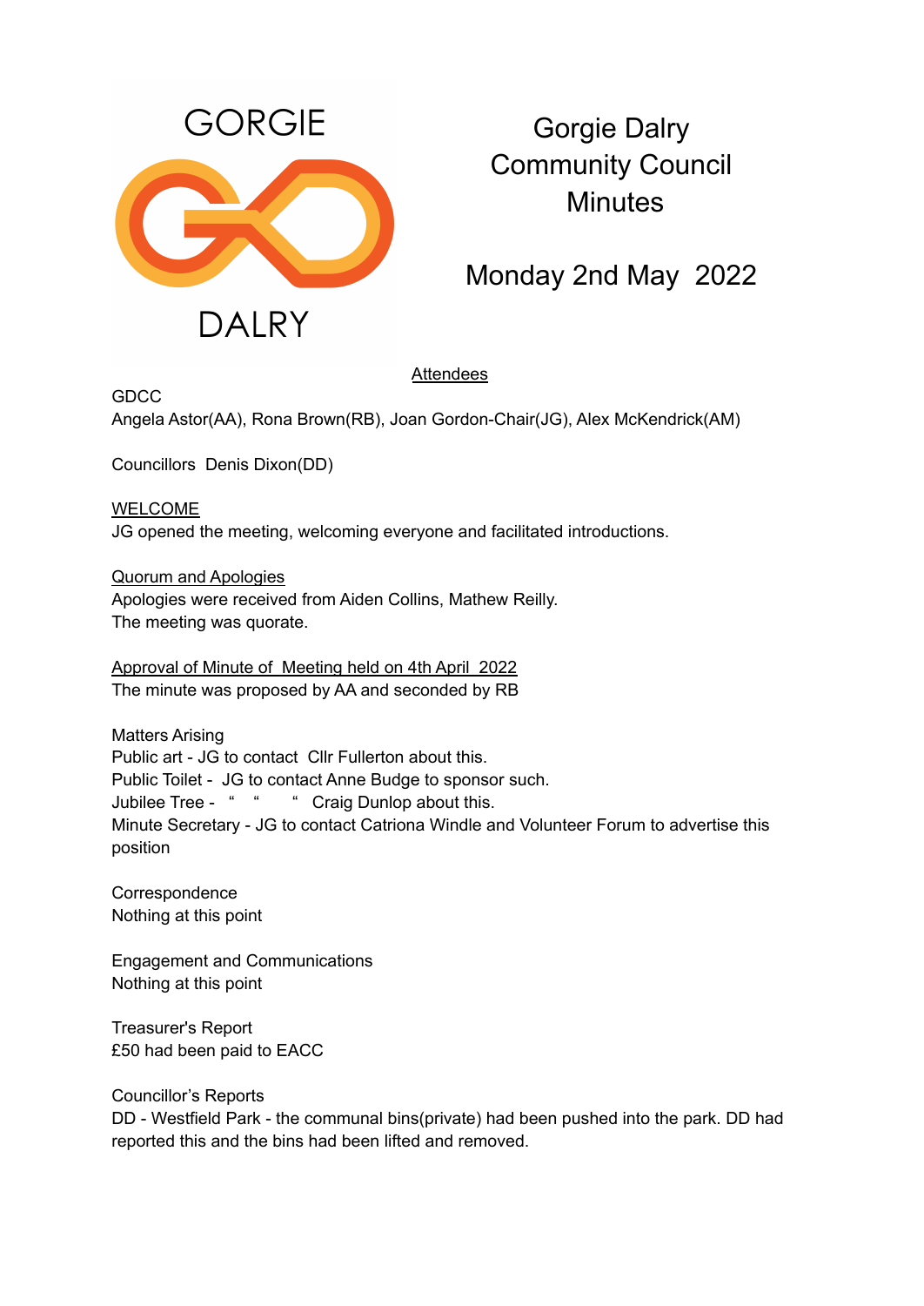GORGIE

DALRY

# Gorgie Dalry Community Council Minutes

## Monday 2nd May 2022

<u>Attendees</u>

GDCC
Angela Astor(AA), Rona Brown(RB), Joan Gordon-Chair(JG), Alex McKendrick(AM)

Councillors Denis Dixon(DD)

<u>WELCOME</u>
JG opened the meeting, welcoming everyone and facilitated introductions.

<u>Quorum and Apologies</u>
Apologies were received from Aiden Collins, Mathew Reilly.
The meeting was quorate.

<u>Approval of Minute of Meeting held on 4th April 2022</u>
The minute was proposed by AA and seconded by RB

Matters Arising
Public art - JG to contact Cllr Fullerton about this.
Public Toilet - JG to contact Anne Budge to sponsor such.
Jubilee Tree - " " " Craig Dunlop about this.
Minute Secretary - JG to contact Catriona Windle and Volunteer Forum to advertise this position

Correspondence
Nothing at this point

Engagement and Communications
Nothing at this point

Treasurer's Report
£50 had been paid to EACC

Councillor's Reports
DD - Westfield Park - the communal bins(private) had been pushed into the park. DD had reported this and the bins had been lifted and removed.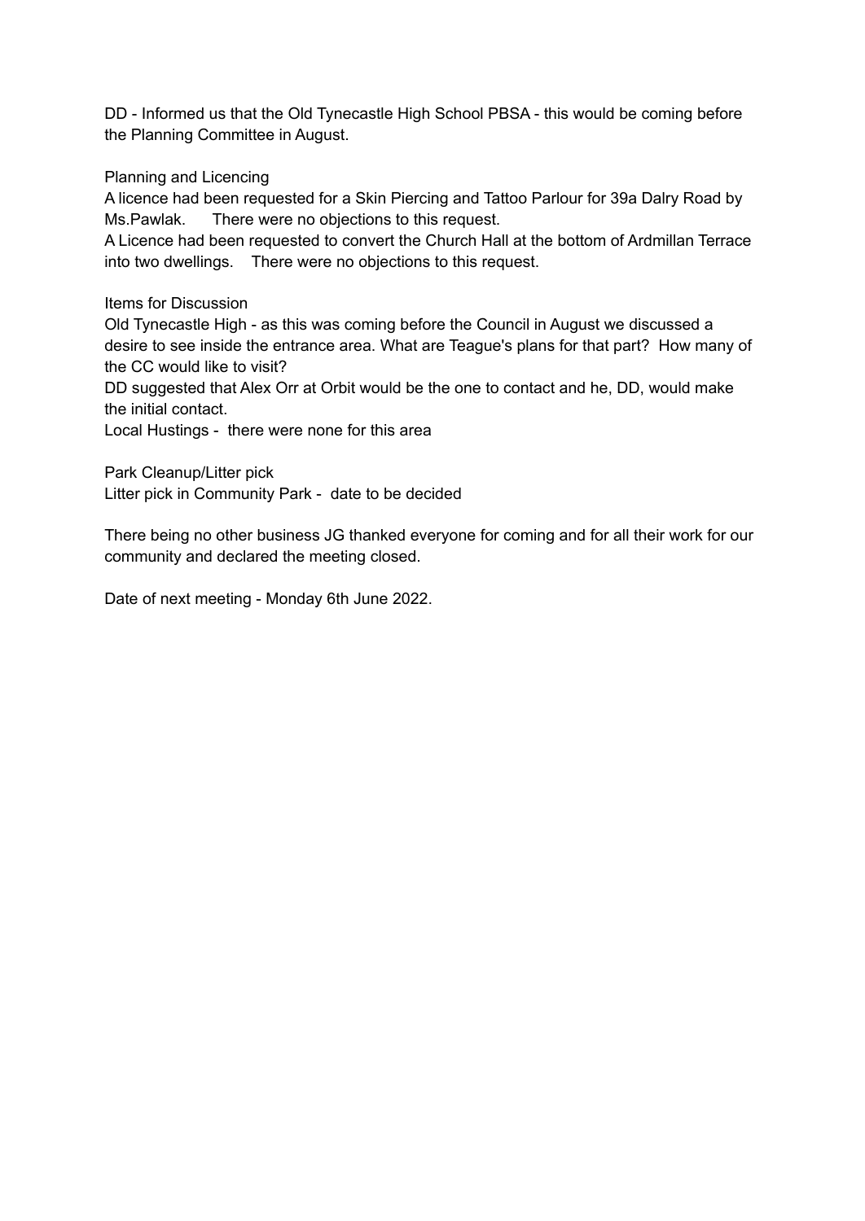DD - Informed us that the Old Tynecastle High School PBSA - this would be coming before the Planning Committee in August.

Planning and Licencing

A licence had been requested for a Skin Piercing and Tattoo Parlour for 39a Dalry Road by Ms.Pawlak. There were no objections to this request.

A Licence had been requested to convert the Church Hall at the bottom of Ardmillan Terrace into two dwellings. There were no objections to this request.

Items for Discussion

Old Tynecastle High - as this was coming before the Council in August we discussed a desire to see inside the entrance area. What are Teague's plans for that part? How many of the CC would like to visit?

DD suggested that Alex Orr at Orbit would be the one to contact and he, DD, would make the initial contact.

Local Hustings - there were none for this area

Park Cleanup/Litter pick

Litter pick in Community Park - date to be decided

There being no other business JG thanked everyone for coming and for all their work for our community and declared the meeting closed.

Date of next meeting - Monday 6th June 2022.